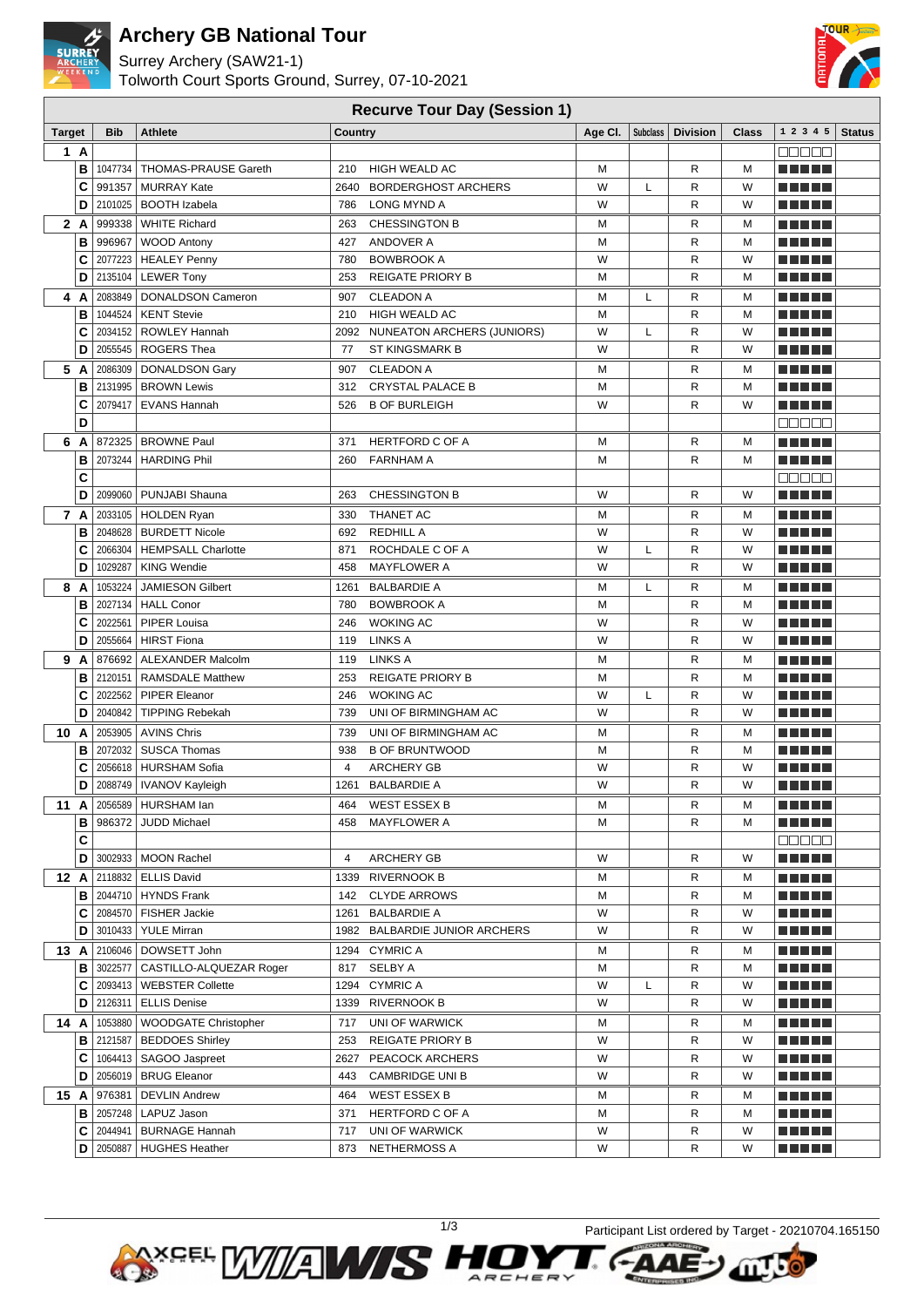# Archery GB National Tour

Surrey Archery (SAW21-1)

Tolworth Court Sports Ground, Surrey, 07-10-2021

## Recurve Tour Day (Session 1)

| Target | | Bib | Athlete | Country | | Age Cl. | Subclass | Division | Class | 1 2 3 4 5 | Status |
|---|---|---|---|---|---|---|---|---|---|---|---|
| 1 | A | | | | | | | | | | |
| | B | 1047734 | THOMAS-PRAUSE Gareth | 210 | HIGH WEALD AC | M | | R | M | | |
| | C | 991357 | MURRAY Kate | 2640 | BORDERGHOST ARCHERS | W | L | R | W | | |
| | D | 2101025 | BOOTH Izabela | 786 | LONG MYND A | W | | R | W | | |
| 2 | A | 999338 | WHITE Richard | 263 | CHESSINGTON B | M | | R | M | | |
| | B | 996967 | WOOD Antony | 427 | ANDOVER A | M | | R | M | | |
| | C | 2077223 | HEALEY Penny | 780 | BOWBROOK A | W | | R | W | | |
| | D | 2135104 | LEWER Tony | 253 | REIGATE PRIORY B | M | | R | M | | |
| 4 | A | 2083849 | DONALDSON Cameron | 907 | CLEADON A | M | L | R | M | | |
| | B | 1044524 | KENT Stevie | 210 | HIGH WEALD AC | M | | R | M | | |
| | C | 2034152 | ROWLEY Hannah | 2092 | NUNEATON ARCHERS (JUNIORS) | W | L | R | W | | |
| | D | 2055545 | ROGERS Thea | 77 | ST KINGSMARK B | W | | R | W | | |
| 5 | A | 2086309 | DONALDSON Gary | 907 | CLEADON A | M | | R | M | | |
| | B | 2131995 | BROWN Lewis | 312 | CRYSTAL PALACE B | M | | R | M | | |
| | C | 2079417 | EVANS Hannah | 526 | B OF BURLEIGH | W | | R | W | | |
| | D | | | | | | | | | | |
| 6 | A | 872325 | BROWNE Paul | 371 | HERTFORD C OF A | M | | R | M | | |
| | B | 2073244 | HARDING Phil | 260 | FARNHAM A | M | | R | M | | |
| | C | | | | | | | | | | |
| | D | 2099060 | PUNJABI Shauna | 263 | CHESSINGTON B | W | | R | W | | |
| 7 | A | 2033105 | HOLDEN Ryan | 330 | THANET AC | M | | R | M | | |
| | B | 2048628 | BURDETT Nicole | 692 | REDHILL A | W | | R | W | | |
| | C | 2066304 | HEMPSALL Charlotte | 871 | ROCHDALE C OF A | W | L | R | W | | |
| | D | 1029287 | KING Wendie | 458 | MAYFLOWER A | W | | R | W | | |
| 8 | A | 1053224 | JAMIESON Gilbert | 1261 | BALBARDIE A | M | L | R | M | | |
| | B | 2027134 | HALL Conor | 780 | BOWBROOK A | M | | R | M | | |
| | C | 2022561 | PIPER Louisa | 246 | WOKING AC | W | | R | W | | |
| | D | 2055664 | HIRST Fiona | 119 | LINKS A | W | | R | W | | |
| 9 | A | 876692 | ALEXANDER Malcolm | 119 | LINKS A | M | | R | M | | |
| | B | 2120151 | RAMSDALE Matthew | 253 | REIGATE PRIORY B | M | | R | M | | |
| | C | 2022562 | PIPER Eleanor | 246 | WOKING AC | W | L | R | W | | |
| | D | 2040842 | TIPPING Rebekah | 739 | UNI OF BIRMINGHAM AC | W | | R | W | | |
| 10 | A | 2053905 | AVINS Chris | 739 | UNI OF BIRMINGHAM AC | M | | R | M | | |
| | B | 2072032 | SUSCA Thomas | 938 | B OF BRUNTWOOD | M | | R | M | | |
| | C | 2056618 | HURSHAM Sofia | 4 | ARCHERY GB | W | | R | W | | |
| | D | 2088749 | IVANOV Kayleigh | 1261 | BALBARDIE A | W | | R | W | | |
| 11 | A | 2056589 | HURSHAM Ian | 464 | WEST ESSEX B | M | | R | M | | |
| | B | 986372 | JUDD Michael | 458 | MAYFLOWER A | M | | R | M | | |
| | C | | | | | | | | | | |
| | D | 3002933 | MOON Rachel | 4 | ARCHERY GB | W | | R | W | | |
| 12 | A | 2118832 | ELLIS David | 1339 | RIVERNOOK B | M | | R | M | | |
| | B | 2044710 | HYNDS Frank | 142 | CLYDE ARROWS | M | | R | M | | |
| | C | 2084570 | FISHER Jackie | 1261 | BALBARDIE A | W | | R | W | | |
| | D | 3010433 | YULE Mirran | 1982 | BALBARDIE JUNIOR ARCHERS | W | | R | W | | |
| 13 | A | 2106046 | DOWSETT John | 1294 | CYMRIC A | M | | R | M | | |
| | B | 3022577 | CASTILLO-ALQUEZAR Roger | 817 | SELBY A | M | | R | M | | |
| | C | 2093413 | WEBSTER Collette | 1294 | CYMRIC A | W | L | R | W | | |
| | D | 2126311 | ELLIS Denise | 1339 | RIVERNOOK B | W | | R | W | | |
| 14 | A | 1053880 | WOODGATE Christopher | 717 | UNI OF WARWICK | M | | R | M | | |
| | B | 2121587 | BEDDOES Shirley | 253 | REIGATE PRIORY B | W | | R | W | | |
| | C | 1064413 | SAGOO Jaspreet | 2627 | PEACOCK ARCHERS | W | | R | W | | |
| | D | 2056019 | BRUG Eleanor | 443 | CAMBRIDGE UNI B | W | | R | W | | |
| 15 | A | 976381 | DEVLIN Andrew | 464 | WEST ESSEX B | M | | R | M | | |
| | B | 2057248 | LAPUZ Jason | 371 | HERTFORD C OF A | M | | R | M | | |
| | C | 2044941 | BURNAGE Hannah | 717 | UNI OF WARWICK | W | | R | W | | |
| | D | 2050887 | HUGHES Heather | 873 | NETHERMOSS A | W | | R | W | | |

Participant List ordered by Target - 20210704.165150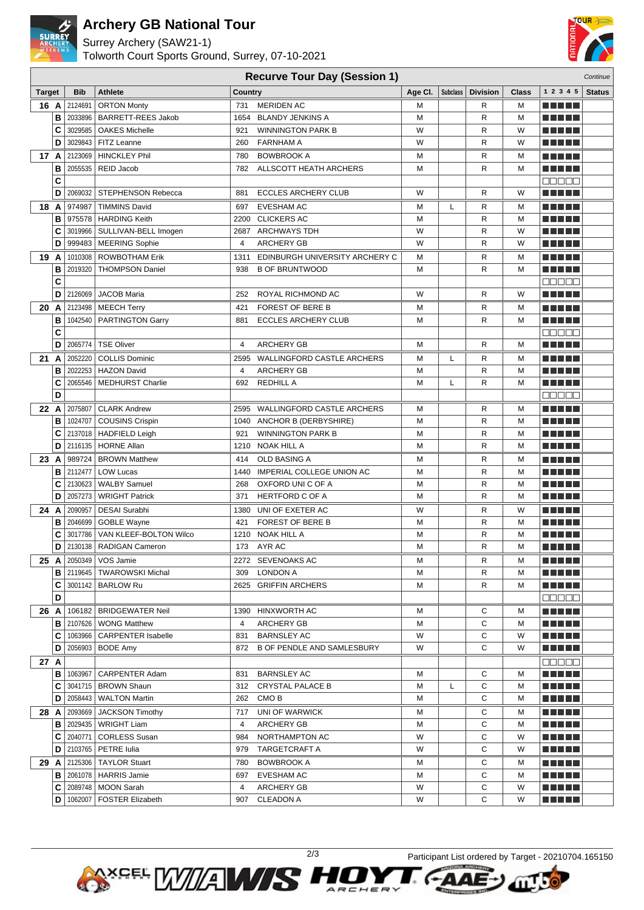# Archery GB National Tour

Surrey Archery (SAW21-1)
Tolworth Court Sports Ground, Surrey, 07-10-2021

## Recurve Tour Day (Session 1)

*Continue*

| Target | | Bib | Athlete | Country | | Age Cl. | Subclass | Division | Class | 1 2 3 4 5 | Status |
|---|---|---|---|---|---|---|---|---|---|---|---|
| 16 | A | 2124691 | ORTON Monty | 731 | MERIDEN AC | M | | R | M | | |
| | B | 2033896 | BARRETT-REES Jakob | 1654 | BLANDY JENKINS A | M | | R | M | | |
| | C | 3029585 | OAKES Michelle | 921 | WINNINGTON PARK B | W | | R | W | | |
| | D | 3029843 | FITZ Leanne | 260 | FARNHAM A | W | | R | W | | |
| 17 | A | 2123069 | HINCKLEY Phil | 780 | BOWBROOK A | M | | R | M | | |
| | B | 2055535 | REID Jacob | 782 | ALLSCOTT HEATH ARCHERS | M | | R | M | | |
| | C | | | | | | | | | | |
| | D | 2069032 | STEPHENSON Rebecca | 881 | ECCLES ARCHERY CLUB | W | | R | W | | |
| 18 | A | 974987 | TIMMINS David | 697 | EVESHAM AC | M | L | R | M | | |
| | B | 975578 | HARDING Keith | 2200 | CLICKERS AC | M | | R | M | | |
| | C | 3019966 | SULLIVAN-BELL Imogen | 2687 | ARCHWAYS TDH | W | | R | W | | |
| | D | 999483 | MEERING Sophie | 4 | ARCHERY GB | W | | R | W | | |
| 19 | A | 1010308 | ROWBOTHAM Erik | 1311 | EDINBURGH UNIVERSITY ARCHERY C | M | | R | M | | |
| | B | 2019320 | THOMPSON Daniel | 938 | B OF BRUNTWOOD | M | | R | M | | |
| | C | | | | | | | | | | |
| | D | 2126069 | JACOB Maria | 252 | ROYAL RICHMOND AC | W | | R | W | | |
| 20 | A | 2123498 | MEECH Terry | 421 | FOREST OF BERE B | M | | R | M | | |
| | B | 1042540 | PARTINGTON Garry | 881 | ECCLES ARCHERY CLUB | M | | R | M | | |
| | C | | | | | | | | | | |
| | D | 2065774 | TSE Oliver | 4 | ARCHERY GB | M | | R | M | | |
| 21 | A | 2052220 | COLLIS Dominic | 2595 | WALLINGFORD CASTLE ARCHERS | M | L | R | M | | |
| | B | 2022253 | HAZON David | 4 | ARCHERY GB | M | | R | M | | |
| | C | 2065546 | MEDHURST Charlie | 692 | REDHILL A | M | L | R | M | | |
| | D | | | | | | | | | | |
| 22 | A | 2075807 | CLARK Andrew | 2595 | WALLINGFORD CASTLE ARCHERS | M | | R | M | | |
| | B | 1024707 | COUSINS Crispin | 1040 | ANCHOR B (DERBYSHIRE) | M | | R | M | | |
| | C | 2137018 | HADFIELD Leigh | 921 | WINNINGTON PARK B | M | | R | M | | |
| | D | 2116135 | HORNE Allan | 1210 | NOAK HILL A | M | | R | M | | |
| 23 | A | 989724 | BROWN Matthew | 414 | OLD BASING A | M | | R | M | | |
| | B | 2112477 | LOW Lucas | 1440 | IMPERIAL COLLEGE UNION AC | M | | R | M | | |
| | C | 2130623 | WALBY Samuel | 268 | OXFORD UNI C OF A | M | | R | M | | |
| | D | 2057273 | WRIGHT Patrick | 371 | HERTFORD C OF A | M | | R | M | | |
| 24 | A | 2090957 | DESAI Surabhi | 1380 | UNI OF EXETER AC | W | | R | W | | |
| | B | 2046699 | GOBLE Wayne | 421 | FOREST OF BERE B | M | | R | M | | |
| | C | 3017786 | VAN KLEEF-BOLTON Wilco | 1210 | NOAK HILL A | M | | R | M | | |
| | D | 2130138 | RADIGAN Cameron | 173 | AYR AC | M | | R | M | | |
| 25 | A | 2050349 | VOS Jamie | 2272 | SEVENOAKS AC | M | | R | M | | |
| | B | 2119645 | TWAROWSKI Michal | 309 | LONDON A | M | | R | M | | |
| | C | 3001142 | BARLOW Ru | 2625 | GRIFFIN ARCHERS | M | | R | M | | |
| | D | | | | | | | | | | |
| 26 | A | 106182 | BRIDGEWATER Neil | 1390 | HINXWORTH AC | M | | C | M | | |
| | B | 2107626 | WONG Matthew | 4 | ARCHERY GB | M | | C | M | | |
| | C | 1063966 | CARPENTER Isabelle | 831 | BARNSLEY AC | W | | C | W | | |
| | D | 2056903 | BODE Amy | 872 | B OF PENDLE AND SAMLESBURY | W | | C | W | | |
| 27 | A | | | | | | | | | | |
| | B | 1063967 | CARPENTER Adam | 831 | BARNSLEY AC | M | | C | M | | |
| | C | 3041715 | BROWN Shaun | 312 | CRYSTAL PALACE B | M | L | C | M | | |
| | D | 2058443 | WALTON Martin | 262 | CMO B | M | | C | M | | |
| 28 | A | 2093669 | JACKSON Timothy | 717 | UNI OF WARWICK | M | | C | M | | |
| | B | 2029435 | WRIGHT Liam | 4 | ARCHERY GB | M | | C | M | | |
| | C | 2040771 | CORLESS Susan | 984 | NORTHAMPTON AC | W | | C | W | | |
| | D | 2103765 | PETRE Iulia | 979 | TARGETCRAFT A | W | | C | W | | |
| 29 | A | 2125306 | TAYLOR Stuart | 780 | BOWBROOK A | M | | C | M | | |
| | B | 2061078 | HARRIS Jamie | 697 | EVESHAM AC | M | | C | M | | |
| | C | 2089748 | MOON Sarah | 4 | ARCHERY GB | W | | C | W | | |
| | D | 1062007 | FOSTER Elizabeth | 907 | CLEADON A | W | | C | W | | |

Participant List ordered by Target - 20210704.165150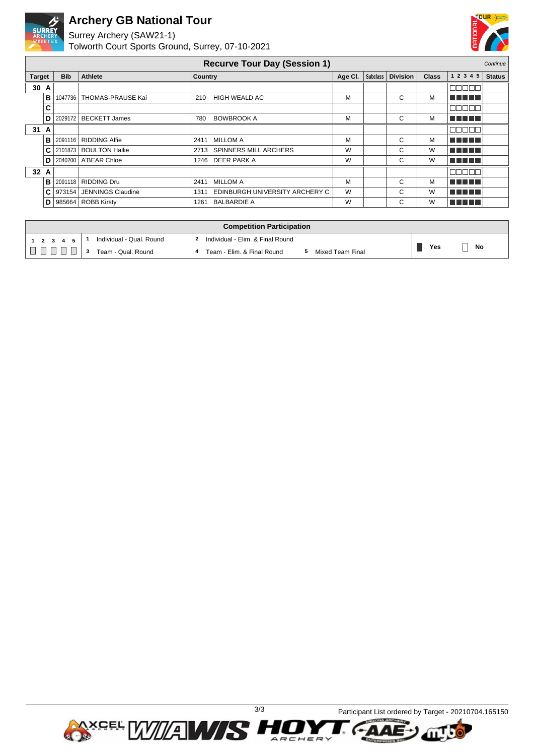# Archery GB National Tour

Surrey Archery (SAW21-1)
Tolworth Court Sports Ground, Surrey, 07-10-2021

## Recurve Tour Day (Session 1)

*Continue*

| Target | | Bib | Athlete | Country | | Age Cl. | Subclass | Division | Class | 1 2 3 4 5 | Status |
|---|---|---|---|---|---|---|---|---|---|---|---|
| 30 | A | | | | | | | | | □□□□□ | |
| | B | 1047736 | THOMAS-PRAUSE Kai | 210 | HIGH WEALD AC | M | | C | M | ■■■■■ | |
| | C | | | | | | | | | □□□□□ | |
| | D | 2029172 | BECKETT James | 780 | BOWBROOK A | M | | C | M | ■■■■■ | |
| 31 | A | | | | | | | | | □□□□□ | |
| | B | 2091116 | RIDDING Alfie | 2411 | MILLOM A | M | | C | M | ■■■■■ | |
| | C | 2101873 | BOULTON Hallie | 2713 | SPINNERS MILL ARCHERS | W | | C | W | ■■■■■ | |
| | D | 2040200 | A'BEAR Chloe | 1246 | DEER PARK A | W | | C | W | ■■■■■ | |
| 32 | A | | | | | | | | | □□□□□ | |
| | B | 2091118 | RIDDING Dru | 2411 | MILLOM A | M | | C | M | ■■■■■ | |
| | C | 973154 | JENNINGS Claudine | 1311 | EDINBURGH UNIVERSITY ARCHERY C | W | | C | W | ■■■■■ | |
| | D | 985664 | ROBB Kirsty | 1261 | BALBARDIE A | W | | C | W | ■■■■■ | |

### Competition Participation

| 1 2 3 4 5 | | |
|---|---|---|
| □□□□□ | 1 Individual - Qual. Round | 2 Individual - Elim. & Final Round |
| | 3 Team - Qual. Round | 4 Team - Elim. & Final Round &nbsp;&nbsp; 5 Mixed Team Final |

■ Yes &nbsp;&nbsp; □ No

Participant List ordered by Target - 20210704.165150